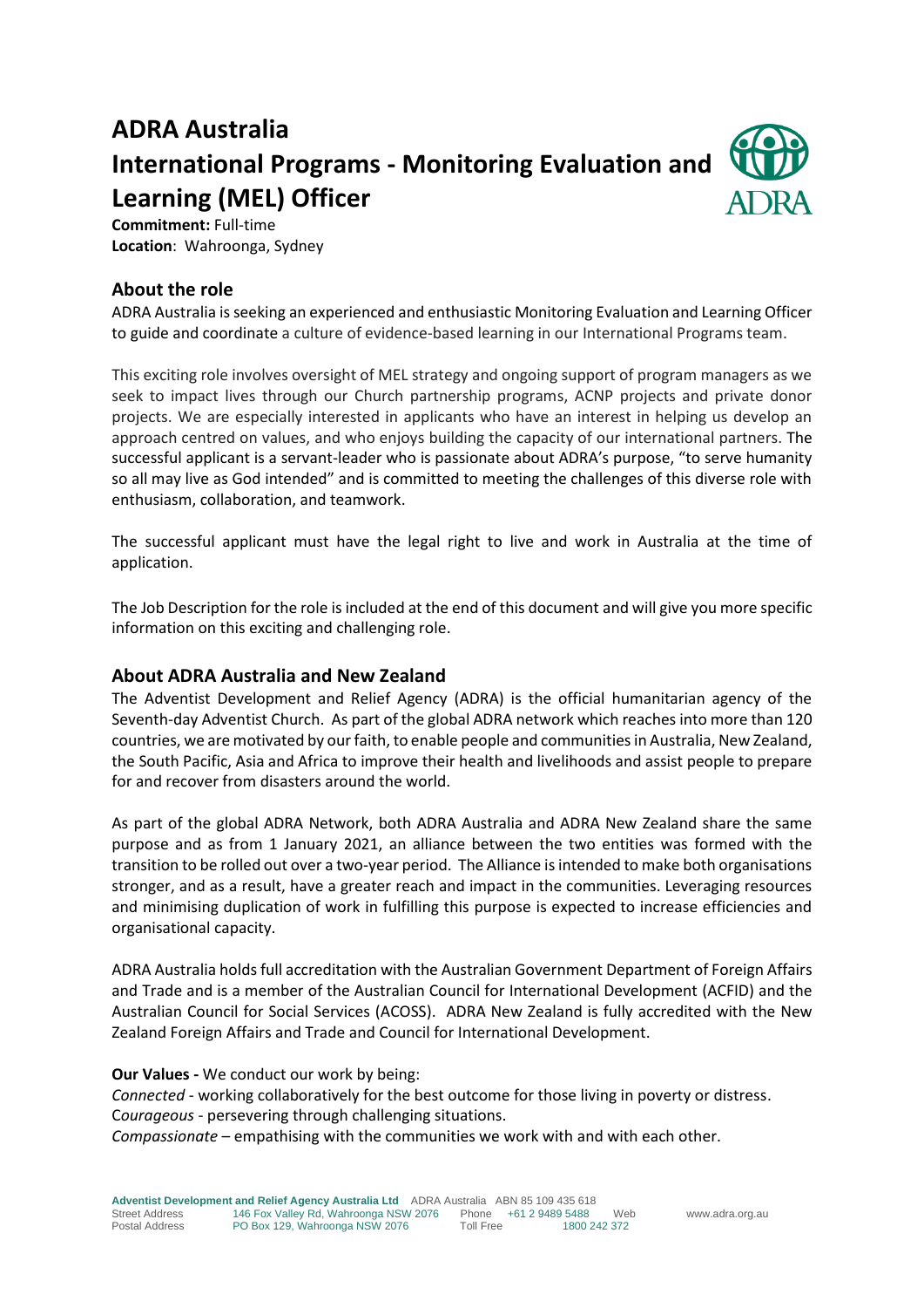# ADRA Australia
# International Programs - Monitoring Evaluation and Learning (MEL) Officer

**Commitment:** Full-time
**Location**: Wahroonga, Sydney

## About the role

ADRA Australia is seeking an experienced and enthusiastic Monitoring Evaluation and Learning Officer to guide and coordinate a culture of evidence-based learning in our International Programs team.

This exciting role involves oversight of MEL strategy and ongoing support of program managers as we seek to impact lives through our Church partnership programs, ACNP projects and private donor projects. We are especially interested in applicants who have an interest in helping us develop an approach centred on values, and who enjoys building the capacity of our international partners. The successful applicant is a servant-leader who is passionate about ADRA's purpose, "to serve humanity so all may live as God intended" and is committed to meeting the challenges of this diverse role with enthusiasm, collaboration, and teamwork.

The successful applicant must have the legal right to live and work in Australia at the time of application.

The Job Description for the role is included at the end of this document and will give you more specific information on this exciting and challenging role.

## About ADRA Australia and New Zealand

The Adventist Development and Relief Agency (ADRA) is the official humanitarian agency of the Seventh-day Adventist Church. As part of the global ADRA network which reaches into more than 120 countries, we are motivated by our faith, to enable people and communities in Australia, New Zealand, the South Pacific, Asia and Africa to improve their health and livelihoods and assist people to prepare for and recover from disasters around the world.

As part of the global ADRA Network, both ADRA Australia and ADRA New Zealand share the same purpose and as from 1 January 2021, an alliance between the two entities was formed with the transition to be rolled out over a two-year period. The Alliance is intended to make both organisations stronger, and as a result, have a greater reach and impact in the communities. Leveraging resources and minimising duplication of work in fulfilling this purpose is expected to increase efficiencies and organisational capacity.

ADRA Australia holds full accreditation with the Australian Government Department of Foreign Affairs and Trade and is a member of the Australian Council for International Development (ACFID) and the Australian Council for Social Services (ACOSS). ADRA New Zealand is fully accredited with the New Zealand Foreign Affairs and Trade and Council for International Development.

**Our Values -** We conduct our work by being:
*Connected* - working collaboratively for the best outcome for those living in poverty or distress.
*Courageous* - persevering through challenging situations.
*Compassionate* – empathising with the communities we work with and with each other.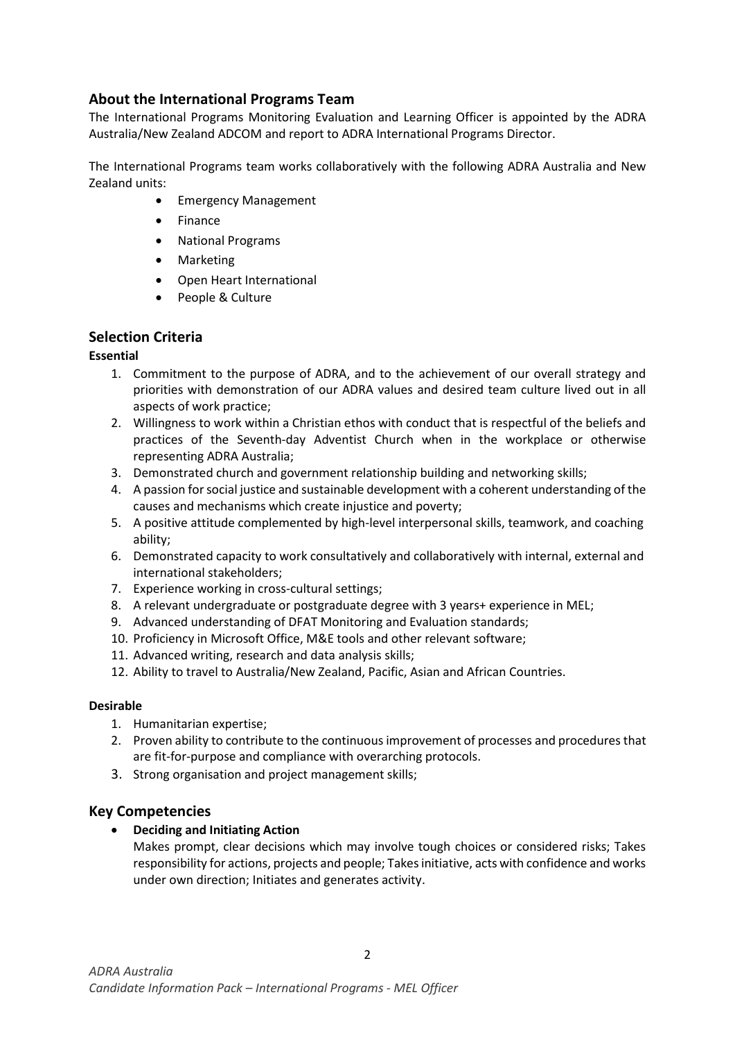## About the International Programs Team

The International Programs Monitoring Evaluation and Learning Officer is appointed by the ADRA Australia/New Zealand ADCOM and report to ADRA International Programs Director.

The International Programs team works collaboratively with the following ADRA Australia and New Zealand units:

- Emergency Management
- Finance
- National Programs
- Marketing
- Open Heart International
- People & Culture

## Selection Criteria

**Essential**

1. Commitment to the purpose of ADRA, and to the achievement of our overall strategy and priorities with demonstration of our ADRA values and desired team culture lived out in all aspects of work practice;
2. Willingness to work within a Christian ethos with conduct that is respectful of the beliefs and practices of the Seventh-day Adventist Church when in the workplace or otherwise representing ADRA Australia;
3. Demonstrated church and government relationship building and networking skills;
4. A passion for social justice and sustainable development with a coherent understanding of the causes and mechanisms which create injustice and poverty;
5. A positive attitude complemented by high-level interpersonal skills, teamwork, and coaching ability;
6. Demonstrated capacity to work consultatively and collaboratively with internal, external and international stakeholders;
7. Experience working in cross-cultural settings;
8. A relevant undergraduate or postgraduate degree with 3 years+ experience in MEL;
9. Advanced understanding of DFAT Monitoring and Evaluation standards;
10. Proficiency in Microsoft Office, M&E tools and other relevant software;
11. Advanced writing, research and data analysis skills;
12. Ability to travel to Australia/New Zealand, Pacific, Asian and African Countries.

**Desirable**

1. Humanitarian expertise;
2. Proven ability to contribute to the continuous improvement of processes and procedures that are fit-for-purpose and compliance with overarching protocols.
3. Strong organisation and project management skills;

## Key Competencies

- **Deciding and Initiating Action**
  Makes prompt, clear decisions which may involve tough choices or considered risks; Takes responsibility for actions, projects and people; Takes initiative, acts with confidence and works under own direction; Initiates and generates activity.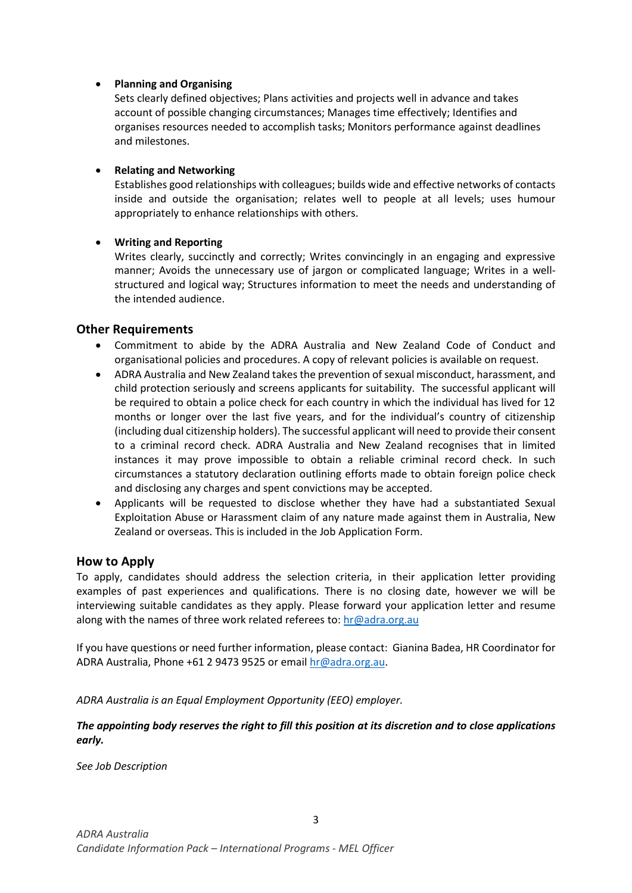- **Planning and Organising**
  Sets clearly defined objectives; Plans activities and projects well in advance and takes account of possible changing circumstances; Manages time effectively; Identifies and organises resources needed to accomplish tasks; Monitors performance against deadlines and milestones.

- **Relating and Networking**
  Establishes good relationships with colleagues; builds wide and effective networks of contacts inside and outside the organisation; relates well to people at all levels; uses humour appropriately to enhance relationships with others.

- **Writing and Reporting**
  Writes clearly, succinctly and correctly; Writes convincingly in an engaging and expressive manner; Avoids the unnecessary use of jargon or complicated language; Writes in a well-structured and logical way; Structures information to meet the needs and understanding of the intended audience.

## Other Requirements

- Commitment to abide by the ADRA Australia and New Zealand Code of Conduct and organisational policies and procedures. A copy of relevant policies is available on request.
- ADRA Australia and New Zealand takes the prevention of sexual misconduct, harassment, and child protection seriously and screens applicants for suitability. The successful applicant will be required to obtain a police check for each country in which the individual has lived for 12 months or longer over the last five years, and for the individual's country of citizenship (including dual citizenship holders). The successful applicant will need to provide their consent to a criminal record check. ADRA Australia and New Zealand recognises that in limited instances it may prove impossible to obtain a reliable criminal record check. In such circumstances a statutory declaration outlining efforts made to obtain foreign police check and disclosing any charges and spent convictions may be accepted.
- Applicants will be requested to disclose whether they have had a substantiated Sexual Exploitation Abuse or Harassment claim of any nature made against them in Australia, New Zealand or overseas. This is included in the Job Application Form.

## How to Apply

To apply, candidates should address the selection criteria, in their application letter providing examples of past experiences and qualifications. There is no closing date, however we will be interviewing suitable candidates as they apply. Please forward your application letter and resume along with the names of three work related referees to: hr@adra.org.au

If you have questions or need further information, please contact: Gianina Badea, HR Coordinator for ADRA Australia, Phone +61 2 9473 9525 or email hr@adra.org.au.

*ADRA Australia is an Equal Employment Opportunity (EEO) employer.*

***The appointing body reserves the right to fill this position at its discretion and to close applications early.***

*See Job Description*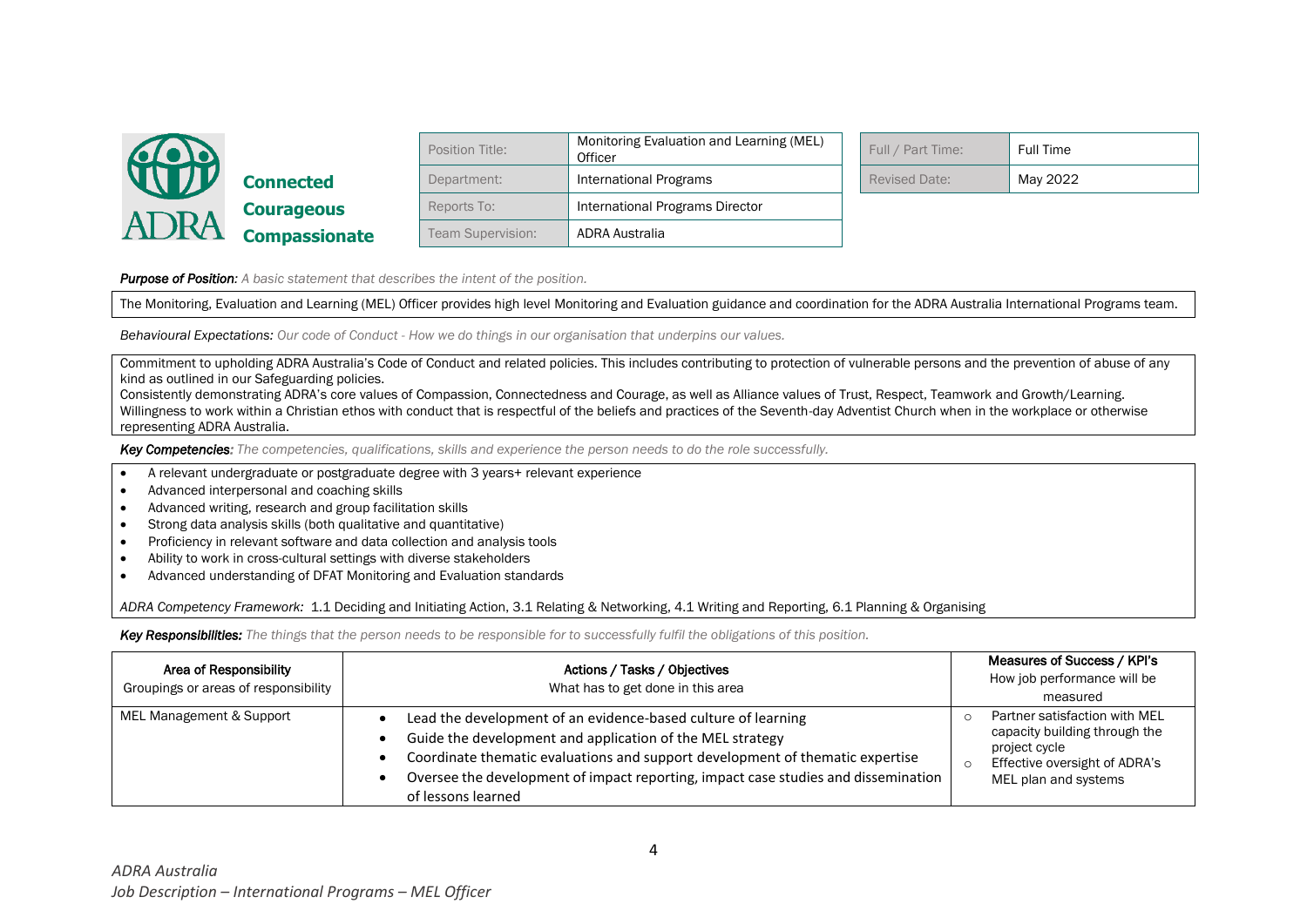**Connected**
**Courageous**
**Compassionate**

| Position Title: | Monitoring Evaluation and Learning (MEL) Officer |
| --- | --- |
| Department: | International Programs |
| Reports To: | International Programs Director |
| Team Supervision: | ADRA Australia |

| Full / Part Time: | Full Time |
| --- | --- |
| Revised Date: | May 2022 |

***Purpose of Position:*** *A basic statement that describes the intent of the position.*

The Monitoring, Evaluation and Learning (MEL) Officer provides high level Monitoring and Evaluation guidance and coordination for the ADRA Australia International Programs team.

*Behavioural Expectations: Our code of Conduct - How we do things in our organisation that underpins our values.*

Commitment to upholding ADRA Australia's Code of Conduct and related policies. This includes contributing to protection of vulnerable persons and the prevention of abuse of any kind as outlined in our Safeguarding policies.
Consistently demonstrating ADRA's core values of Compassion, Connectedness and Courage, as well as Alliance values of Trust, Respect, Teamwork and Growth/Learning.
Willingness to work within a Christian ethos with conduct that is respectful of the beliefs and practices of the Seventh-day Adventist Church when in the workplace or otherwise representing ADRA Australia.

***Key Competencies:*** *The competencies, qualifications, skills and experience the person needs to do the role successfully.*

- A relevant undergraduate or postgraduate degree with 3 years+ relevant experience
- Advanced interpersonal and coaching skills
- Advanced writing, research and group facilitation skills
- Strong data analysis skills (both qualitative and quantitative)
- Proficiency in relevant software and data collection and analysis tools
- Ability to work in cross-cultural settings with diverse stakeholders
- Advanced understanding of DFAT Monitoring and Evaluation standards

*ADRA Competency Framework:* 1.1 Deciding and Initiating Action, 3.1 Relating & Networking, 4.1 Writing and Reporting, 6.1 Planning & Organising

***Key Responsibilities:*** *The things that the person needs to be responsible for to successfully fulfil the obligations of this position.*

| Area of Responsibility<br>Groupings or areas of responsibility | Actions / Tasks / Objectives<br>What has to get done in this area | Measures of Success / KPI's<br>How job performance will be measured |
| --- | --- | --- |
| MEL Management & Support | • Lead the development of an evidence-based culture of learning<br>• Guide the development and application of the MEL strategy<br>• Coordinate thematic evaluations and support development of thematic expertise<br>• Oversee the development of impact reporting, impact case studies and dissemination of lessons learned | ○ Partner satisfaction with MEL capacity building through the project cycle<br>○ Effective oversight of ADRA's MEL plan and systems |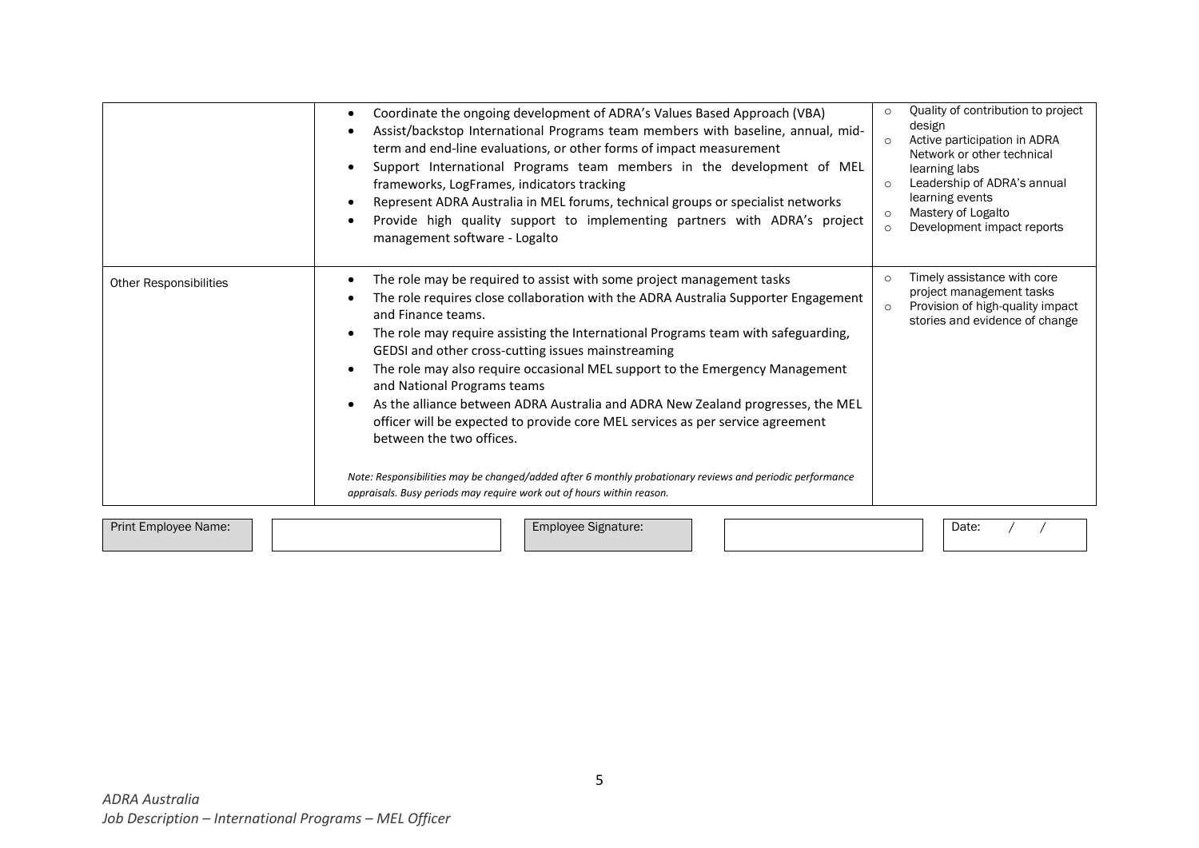| | | |
|---|---|---|
| | • Coordinate the ongoing development of ADRA's Values Based Approach (VBA)<br>• Assist/backstop International Programs team members with baseline, annual, mid-term and end-line evaluations, or other forms of impact measurement<br>• Support International Programs team members in the development of MEL frameworks, LogFrames, indicators tracking<br>• Represent ADRA Australia in MEL forums, technical groups or specialist networks<br>• Provide high quality support to implementing partners with ADRA's project management software - Logalto | ○ Quality of contribution to project design<br>○ Active participation in ADRA Network or other technical learning labs<br>○ Leadership of ADRA's annual learning events<br>○ Mastery of Logalto<br>○ Development impact reports |
| Other Responsibilities | • The role may be required to assist with some project management tasks<br>• The role requires close collaboration with the ADRA Australia Supporter Engagement and Finance teams.<br>• The role may require assisting the International Programs team with safeguarding, GEDSI and other cross-cutting issues mainstreaming<br>• The role may also require occasional MEL support to the Emergency Management and National Programs teams<br>• As the alliance between ADRA Australia and ADRA New Zealand progresses, the MEL officer will be expected to provide core MEL services as per service agreement between the two offices.<br><br>*Note: Responsibilities may be changed/added after 6 monthly probationary reviews and periodic performance appraisals. Busy periods may require work out of hours within reason.* | ○ Timely assistance with core project management tasks<br>○ Provision of high-quality impact stories and evidence of change |

| Print Employee Name: | | Employee Signature: | | Date: / / |
|---|---|---|---|---|